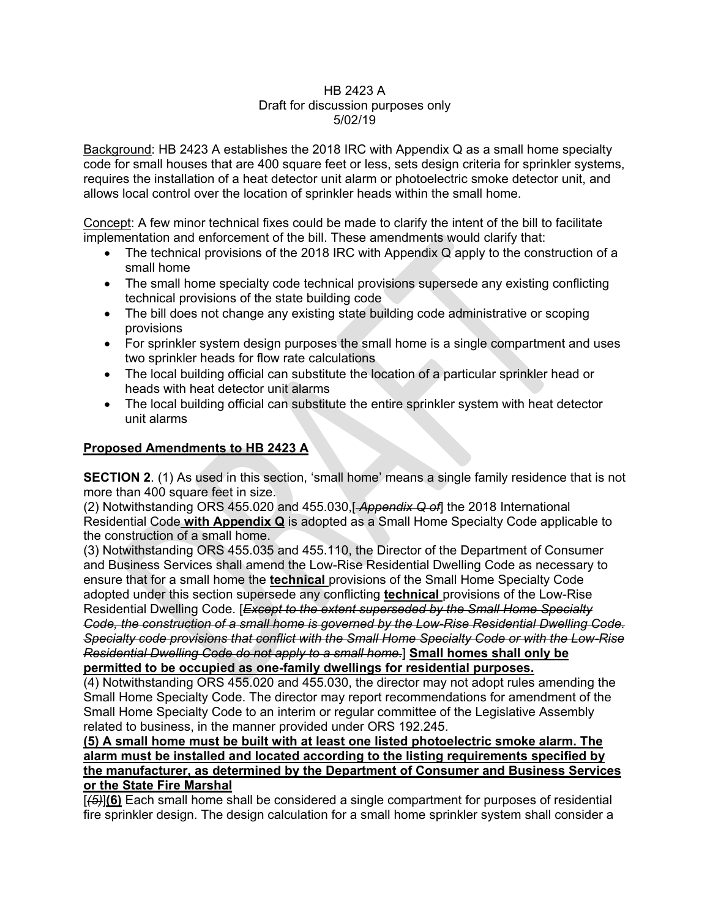HB 2423 A
Draft for discussion purposes only
5/02/19

Background: HB 2423 A establishes the 2018 IRC with Appendix Q as a small home specialty code for small houses that are 400 square feet or less, sets design criteria for sprinkler systems, requires the installation of a heat detector unit alarm or photoelectric smoke detector unit, and allows local control over the location of sprinkler heads within the small home.

Concept: A few minor technical fixes could be made to clarify the intent of the bill to facilitate implementation and enforcement of the bill. These amendments would clarify that:

- The technical provisions of the 2018 IRC with Appendix Q apply to the construction of a small home
- The small home specialty code technical provisions supersede any existing conflicting technical provisions of the state building code
- The bill does not change any existing state building code administrative or scoping provisions
- For sprinkler system design purposes the small home is a single compartment and uses two sprinkler heads for flow rate calculations
- The local building official can substitute the location of a particular sprinkler head or heads with heat detector unit alarms
- The local building official can substitute the entire sprinkler system with heat detector unit alarms

## Proposed Amendments to HB 2423 A

**SECTION 2**. (1) As used in this section, 'small home' means a single family residence that is not more than 400 square feet in size.
(2) Notwithstanding ORS 455.020 and 455.030,[~~ *Appendix Q of*~~] the 2018 International Residential Code **with Appendix Q** is adopted as a Small Home Specialty Code applicable to the construction of a small home.
(3) Notwithstanding ORS 455.035 and 455.110, the Director of the Department of Consumer and Business Services shall amend the Low-Rise Residential Dwelling Code as necessary to ensure that for a small home the **technical** provisions of the Small Home Specialty Code adopted under this section supersede any conflicting **technical** provisions of the Low-Rise Residential Dwelling Code. [~~*Except to the extent superseded by the Small Home Specialty Code, the construction of a small home is governed by the Low-Rise Residential Dwelling Code. Specialty code provisions that conflict with the Small Home Specialty Code or with the Low-Rise Residential Dwelling Code do not apply to a small home.*~~] **Small homes shall only be permitted to be occupied as one-family dwellings for residential purposes.**
(4) Notwithstanding ORS 455.020 and 455.030, the director may not adopt rules amending the Small Home Specialty Code. The director may report recommendations for amendment of the Small Home Specialty Code to an interim or regular committee of the Legislative Assembly related to business, in the manner provided under ORS 192.245.
**(5) A small home must be built with at least one listed photoelectric smoke alarm. The alarm must be installed and located according to the listing requirements specified by the manufacturer, as determined by the Department of Consumer and Business Services or the State Fire Marshal**
[~~*(5)*~~]**(6)** Each small home shall be considered a single compartment for purposes of residential fire sprinkler design. The design calculation for a small home sprinkler system shall consider a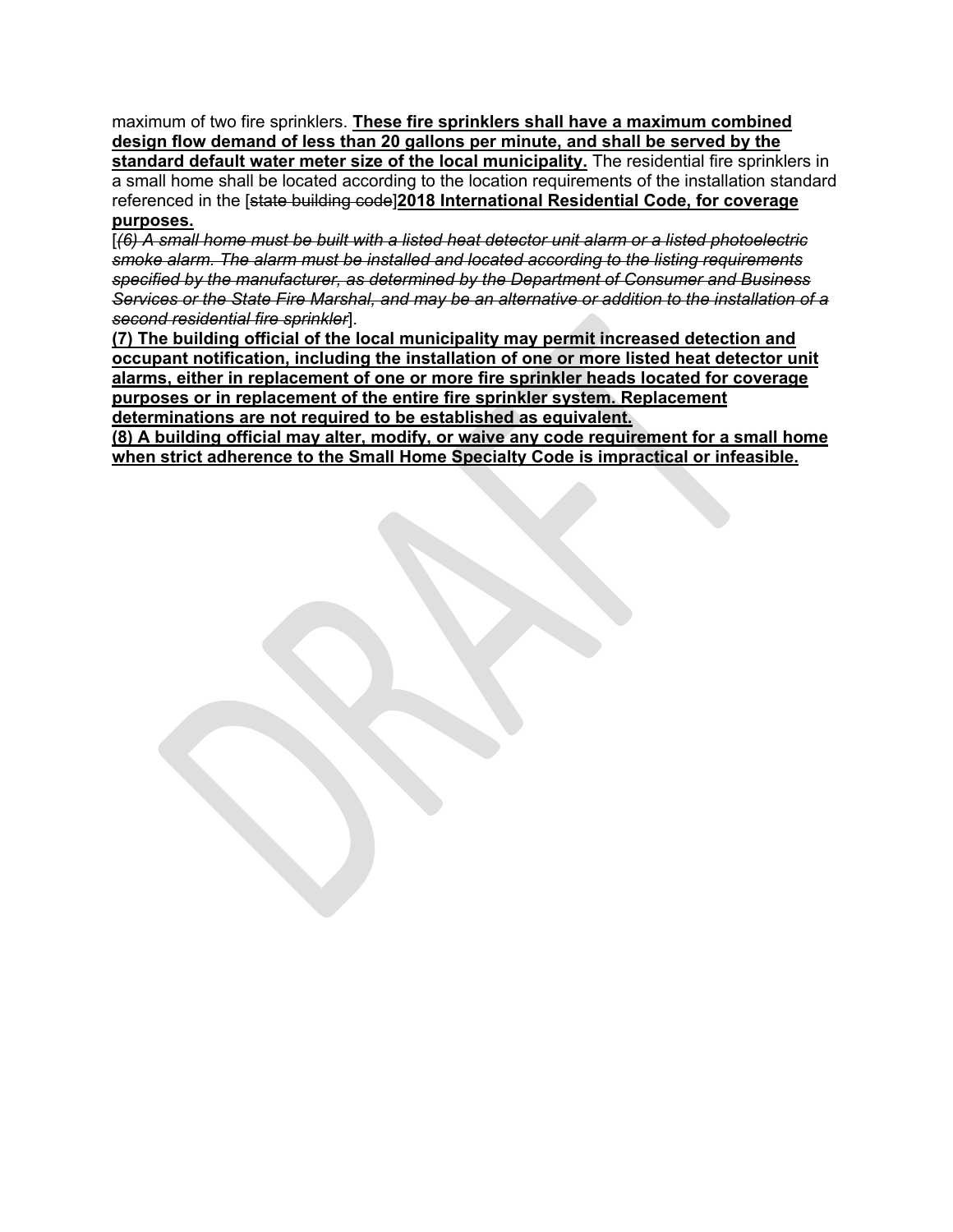maximum of two fire sprinklers. **These fire sprinklers shall have a maximum combined design flow demand of less than 20 gallons per minute, and shall be served by the standard default water meter size of the local municipality.** The residential fire sprinklers in a small home shall be located according to the location requirements of the installation standard referenced in the [~~state building code~~]**2018 International Residential Code, for coverage purposes.**

[*~~(6) A small home must be built with a listed heat detector unit alarm or a listed photoelectric smoke alarm. The alarm must be installed and located according to the listing requirements specified by the manufacturer, as determined by the Department of Consumer and Business Services or the State Fire Marshal, and may be an alternative or addition to the installation of a second residential fire sprinkler~~*].

**(7) The building official of the local municipality may permit increased detection and occupant notification, including the installation of one or more listed heat detector unit alarms, either in replacement of one or more fire sprinkler heads located for coverage purposes or in replacement of the entire fire sprinkler system. Replacement determinations are not required to be established as equivalent.**

**(8) A building official may alter, modify, or waive any code requirement for a small home when strict adherence to the Small Home Specialty Code is impractical or infeasible.**